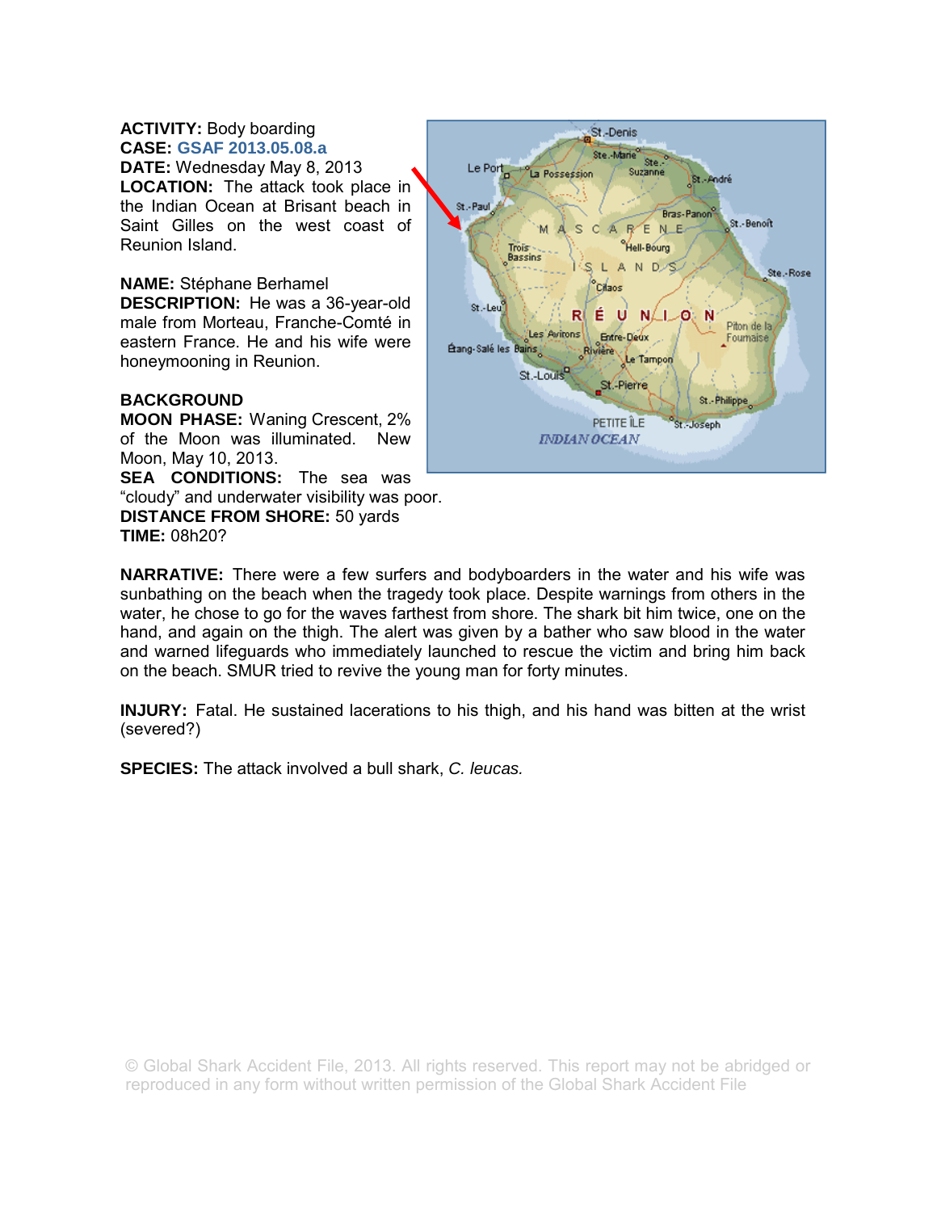**ACTIVITY:** Body boarding
**CASE:** GSAF 2013.05.08.a
**DATE:** Wednesday May 8, 2013
**LOCATION:** The attack took place in the Indian Ocean at Brisant beach in Saint Gilles on the west coast of Reunion Island.

**NAME:** Stéphane Berhamel
**DESCRIPTION:** He was a 36-year-old male from Morteau, Franche-Comté in eastern France. He and his wife were honeymooning in Reunion.

**BACKGROUND**
**MOON PHASE:** Waning Crescent, 2% of the Moon was illuminated. New Moon, May 10, 2013.
**SEA CONDITIONS:** The sea was "cloudy" and underwater visibility was poor.
**DISTANCE FROM SHORE:** 50 yards
**TIME:** 08h20?

**NARRATIVE:** There were a few surfers and bodyboarders in the water and his wife was sunbathing on the beach when the tragedy took place. Despite warnings from others in the water, he chose to go for the waves farthest from shore. The shark bit him twice, one on the hand, and again on the thigh. The alert was given by a bather who saw blood in the water and warned lifeguards who immediately launched to rescue the victim and bring him back on the beach. SMUR tried to revive the young man for forty minutes.

**INJURY:** Fatal. He sustained lacerations to his thigh, and his hand was bitten at the wrist (severed?)

**SPECIES:** The attack involved a bull shark, *C. leucas.*

© Global Shark Accident File, 2013. All rights reserved. This report may not be abridged or reproduced in any form without written permission of the Global Shark Accident File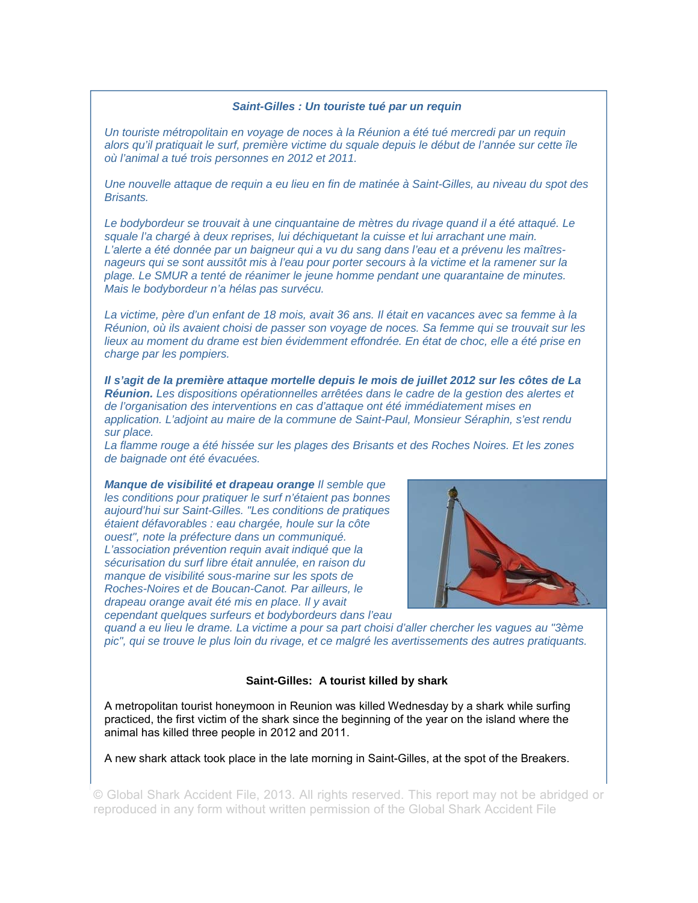***Saint-Gilles : Un touriste tué par un requin***

*Un touriste métropolitain en voyage de noces à la Réunion a été tué mercredi par un requin alors qu'il pratiquait le surf, première victime du squale depuis le début de l'année sur cette île où l'animal a tué trois personnes en 2012 et 2011.*

*Une nouvelle attaque de requin a eu lieu en fin de matinée à Saint-Gilles, au niveau du spot des Brisants.*

*Le bodybordeur se trouvait à une cinquantaine de mètres du rivage quand il a été attaqué. Le squale l'a chargé à deux reprises, lui déchiquetant la cuisse et lui arrachant une main. L'alerte a été donnée par un baigneur qui a vu du sang dans l'eau et a prévenu les maîtres-nageurs qui se sont aussitôt mis à l'eau pour porter secours à la victime et la ramener sur la plage. Le SMUR a tenté de réanimer le jeune homme pendant une quarantaine de minutes. Mais le bodybordeur n'a hélas pas survécu.*

*La victime, père d'un enfant de 18 mois, avait 36 ans. Il était en vacances avec sa femme à la Réunion, où ils avaient choisi de passer son voyage de noces. Sa femme qui se trouvait sur les lieux au moment du drame est bien évidemment effondrée. En état de choc, elle a été prise en charge par les pompiers.*

***Il s'agit de la première attaque mortelle depuis le mois de juillet 2012 sur les côtes de La Réunion.*** *Les dispositions opérationnelles arrêtées dans le cadre de la gestion des alertes et de l'organisation des interventions en cas d'attaque ont été immédiatement mises en application. L'adjoint au maire de la commune de Saint-Paul, Monsieur Séraphin, s'est rendu sur place.*
*La flamme rouge a été hissée sur les plages des Brisants et des Roches Noires. Et les zones de baignade ont été évacuées.*

***Manque de visibilité et drapeau orange*** *Il semble que les conditions pour pratiquer le surf n'étaient pas bonnes aujourd'hui sur Saint-Gilles. "Les conditions de pratiques étaient défavorables : eau chargée, houle sur la côte ouest", note la préfecture dans un communiqué. L'association prévention requin avait indiqué que la sécurisation du surf libre était annulée, en raison du manque de visibilité sous-marine sur les spots de Roches-Noires et de Boucan-Canot. Par ailleurs, le drapeau orange avait été mis en place. Il y avait cependant quelques surfeurs et bodybordeurs dans l'eau quand a eu lieu le drame. La victime a pour sa part choisi d'aller chercher les vagues au "3ème pic", qui se trouve le plus loin du rivage, et ce malgré les avertissements des autres pratiquants.*

**Saint-Gilles: A tourist killed by shark**

A metropolitan tourist honeymoon in Reunion was killed Wednesday by a shark while surfing practiced, the first victim of the shark since the beginning of the year on the island where the animal has killed three people in 2012 and 2011.

A new shark attack took place in the late morning in Saint-Gilles, at the spot of the Breakers.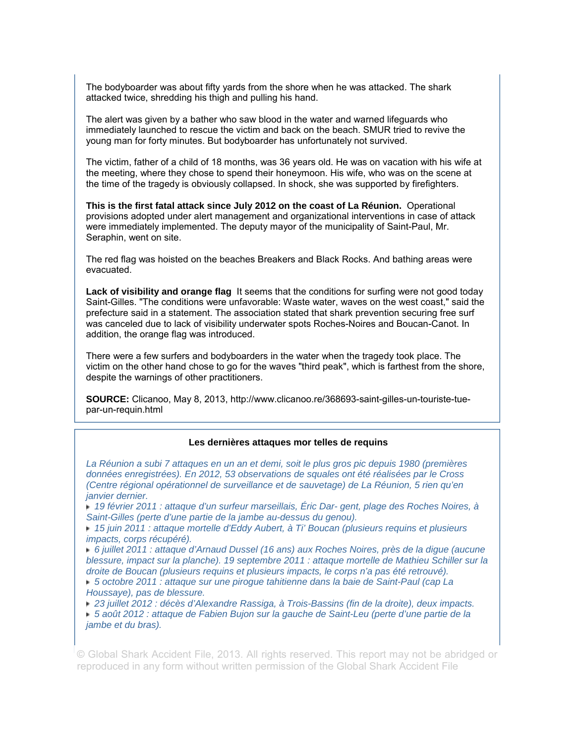The bodyboarder was about fifty yards from the shore when he was attacked. The shark attacked twice, shredding his thigh and pulling his hand.

The alert was given by a bather who saw blood in the water and warned lifeguards who immediately launched to rescue the victim and back on the beach. SMUR tried to revive the young man for forty minutes. But bodyboarder has unfortunately not survived.

The victim, father of a child of 18 months, was 36 years old. He was on vacation with his wife at the meeting, where they chose to spend their honeymoon. His wife, who was on the scene at the time of the tragedy is obviously collapsed. In shock, she was supported by firefighters.

**This is the first fatal attack since July 2012 on the coast of La Réunion.** Operational provisions adopted under alert management and organizational interventions in case of attack were immediately implemented. The deputy mayor of the municipality of Saint-Paul, Mr. Seraphin, went on site.

The red flag was hoisted on the beaches Breakers and Black Rocks. And bathing areas were evacuated.

**Lack of visibility and orange flag** It seems that the conditions for surfing were not good today Saint-Gilles. "The conditions were unfavorable: Waste water, waves on the west coast," said the prefecture said in a statement. The association stated that shark prevention securing free surf was canceled due to lack of visibility underwater spots Roches-Noires and Boucan-Canot. In addition, the orange flag was introduced.

There were a few surfers and bodyboarders in the water when the tragedy took place. The victim on the other hand chose to go for the waves "third peak", which is farthest from the shore, despite the warnings of other practitioners.

**SOURCE:** Clicanoo, May 8, 2013, http://www.clicanoo.re/368693-saint-gilles-un-touriste-tue-par-un-requin.html

**Les dernières attaques mor telles de requins**

*La Réunion a subi 7 attaques en un an et demi, soit le plus gros pic depuis 1980 (premières données enregistrées). En 2012, 53 observations de squales ont été réalisées par le Cross (Centre régional opérationnel de surveillance et de sauvetage) de La Réunion, 5 rien qu'en janvier dernier.*

- *19 février 2011 : attaque d'un surfeur marseillais, Éric Dar- gent, plage des Roches Noires, à Saint-Gilles (perte d'une partie de la jambe au-dessus du genou).*
- *15 juin 2011 : attaque mortelle d'Eddy Aubert, à Ti' Boucan (plusieurs requins et plusieurs impacts, corps récupéré).*
- *6 juillet 2011 : attaque d'Arnaud Dussel (16 ans) aux Roches Noires, près de la digue (aucune blessure, impact sur la planche). 19 septembre 2011 : attaque mortelle de Mathieu Schiller sur la droite de Boucan (plusieurs requins et plusieurs impacts, le corps n'a pas été retrouvé).*
- *5 octobre 2011 : attaque sur une pirogue tahitienne dans la baie de Saint-Paul (cap La Houssaye), pas de blessure.*
- *23 juillet 2012 : décès d'Alexandre Rassiga, à Trois-Bassins (fin de la droite), deux impacts.*
- *5 août 2012 : attaque de Fabien Bujon sur la gauche de Saint-Leu (perte d'une partie de la jambe et du bras).*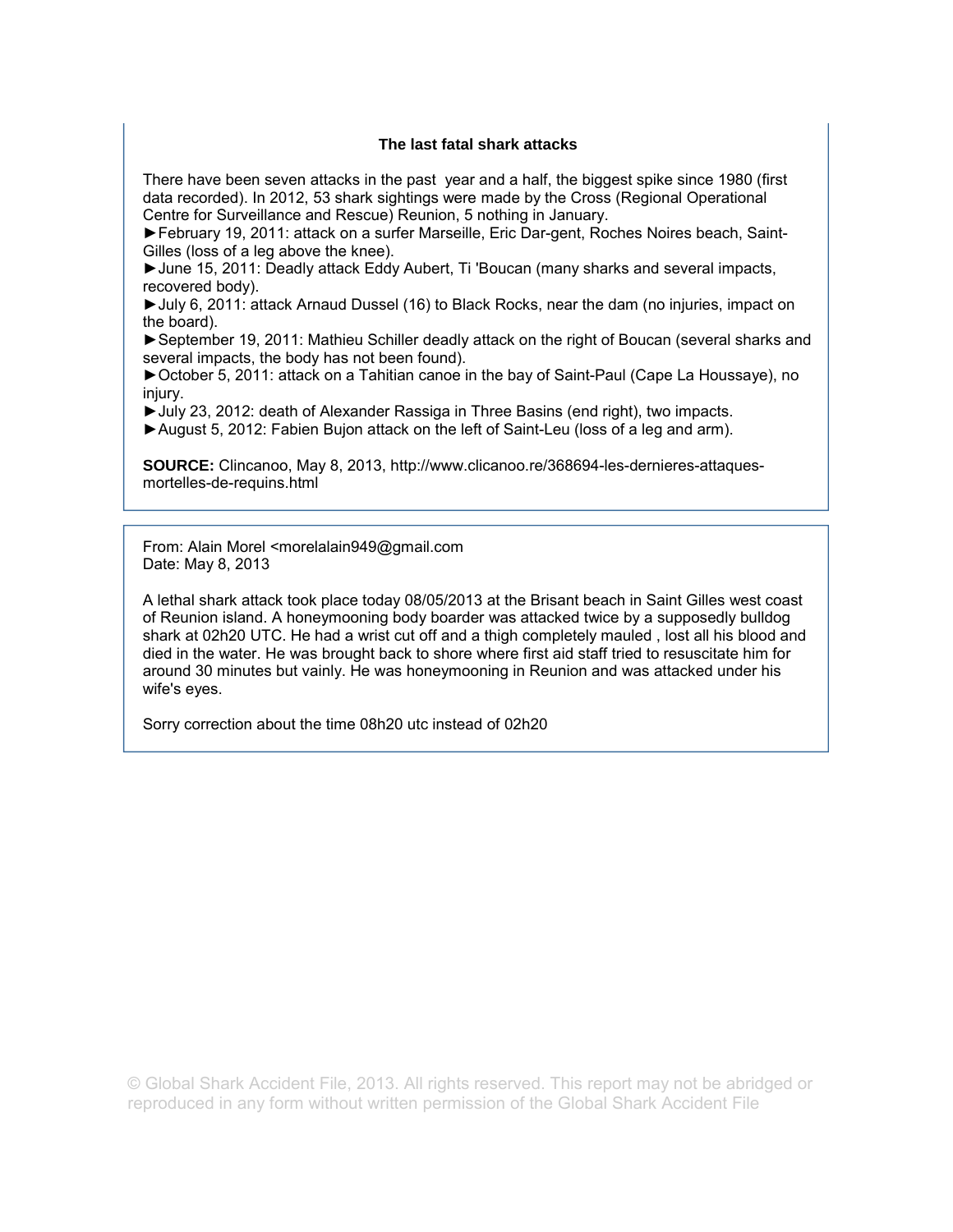### The last fatal shark attacks

There have been seven attacks in the past  year and a half, the biggest spike since 1980 (first data recorded). In 2012, 53 shark sightings were made by the Cross (Regional Operational Centre for Surveillance and Rescue) Reunion, 5 nothing in January.

►February 19, 2011: attack on a surfer Marseille, Eric Dar-gent, Roches Noires beach, Saint-Gilles (loss of a leg above the knee).
►June 15, 2011: Deadly attack Eddy Aubert, Ti 'Boucan (many sharks and several impacts, recovered body).
►July 6, 2011: attack Arnaud Dussel (16) to Black Rocks, near the dam (no injuries, impact on the board).
►September 19, 2011: Mathieu Schiller deadly attack on the right of Boucan (several sharks and several impacts, the body has not been found).
►October 5, 2011: attack on a Tahitian canoe in the bay of Saint-Paul (Cape La Houssaye), no injury.
►July 23, 2012: death of Alexander Rassiga in Three Basins (end right), two impacts.
►August 5, 2012: Fabien Bujon attack on the left of Saint-Leu (loss of a leg and arm).

**SOURCE:** Clincanoo, May 8, 2013, http://www.clicanoo.re/368694-les-dernieres-attaques-mortelles-de-requins.html

From: Alain Morel <morelalain949@gmail.com
Date: May 8, 2013

A lethal shark attack took place today 08/05/2013 at the Brisant beach in Saint Gilles west coast of Reunion island. A honeymooning body boarder was attacked twice by a supposedly bulldog shark at 02h20 UTC. He had a wrist cut off and a thigh completely mauled , lost all his blood and died in the water. He was brought back to shore where first aid staff tried to resuscitate him for around 30 minutes but vainly. He was honeymooning in Reunion and was attacked under his wife's eyes.

Sorry correction about the time 08h20 utc instead of 02h20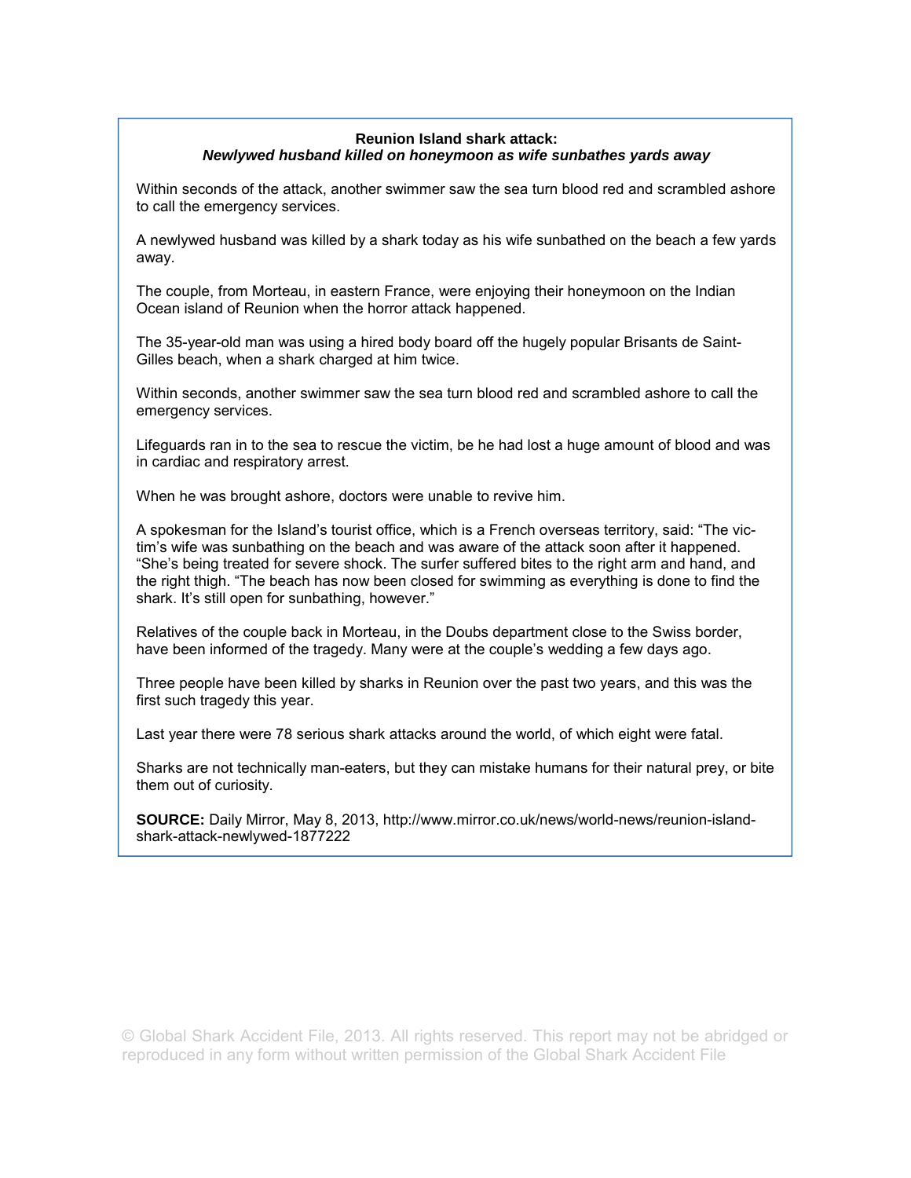**Reunion Island shark attack:**
***Newlywed husband killed on honeymoon as wife sunbathes yards away***

Within seconds of the attack, another swimmer saw the sea turn blood red and scrambled ashore to call the emergency services.

A newlywed husband was killed by a shark today as his wife sunbathed on the beach a few yards away.

The couple, from Morteau, in eastern France, were enjoying their honeymoon on the Indian Ocean island of Reunion when the horror attack happened.

The 35-year-old man was using a hired body board off the hugely popular Brisants de Saint-Gilles beach, when a shark charged at him twice.

Within seconds, another swimmer saw the sea turn blood red and scrambled ashore to call the emergency services.

Lifeguards ran in to the sea to rescue the victim, be he had lost a huge amount of blood and was in cardiac and respiratory arrest.

When he was brought ashore, doctors were unable to revive him.

A spokesman for the Island's tourist office, which is a French overseas territory, said: "The victim's wife was sunbathing on the beach and was aware of the attack soon after it happened. "She's being treated for severe shock. The surfer suffered bites to the right arm and hand, and the right thigh. "The beach has now been closed for swimming as everything is done to find the shark. It's still open for sunbathing, however."

Relatives of the couple back in Morteau, in the Doubs department close to the Swiss border, have been informed of the tragedy. Many were at the couple's wedding a few days ago.

Three people have been killed by sharks in Reunion over the past two years, and this was the first such tragedy this year.

Last year there were 78 serious shark attacks around the world, of which eight were fatal.

Sharks are not technically man-eaters, but they can mistake humans for their natural prey, or bite them out of curiosity.

**SOURCE:** Daily Mirror, May 8, 2013, http://www.mirror.co.uk/news/world-news/reunion-island-shark-attack-newlywed-1877222

© Global Shark Accident File, 2013. All rights reserved. This report may not be abridged or reproduced in any form without written permission of the Global Shark Accident File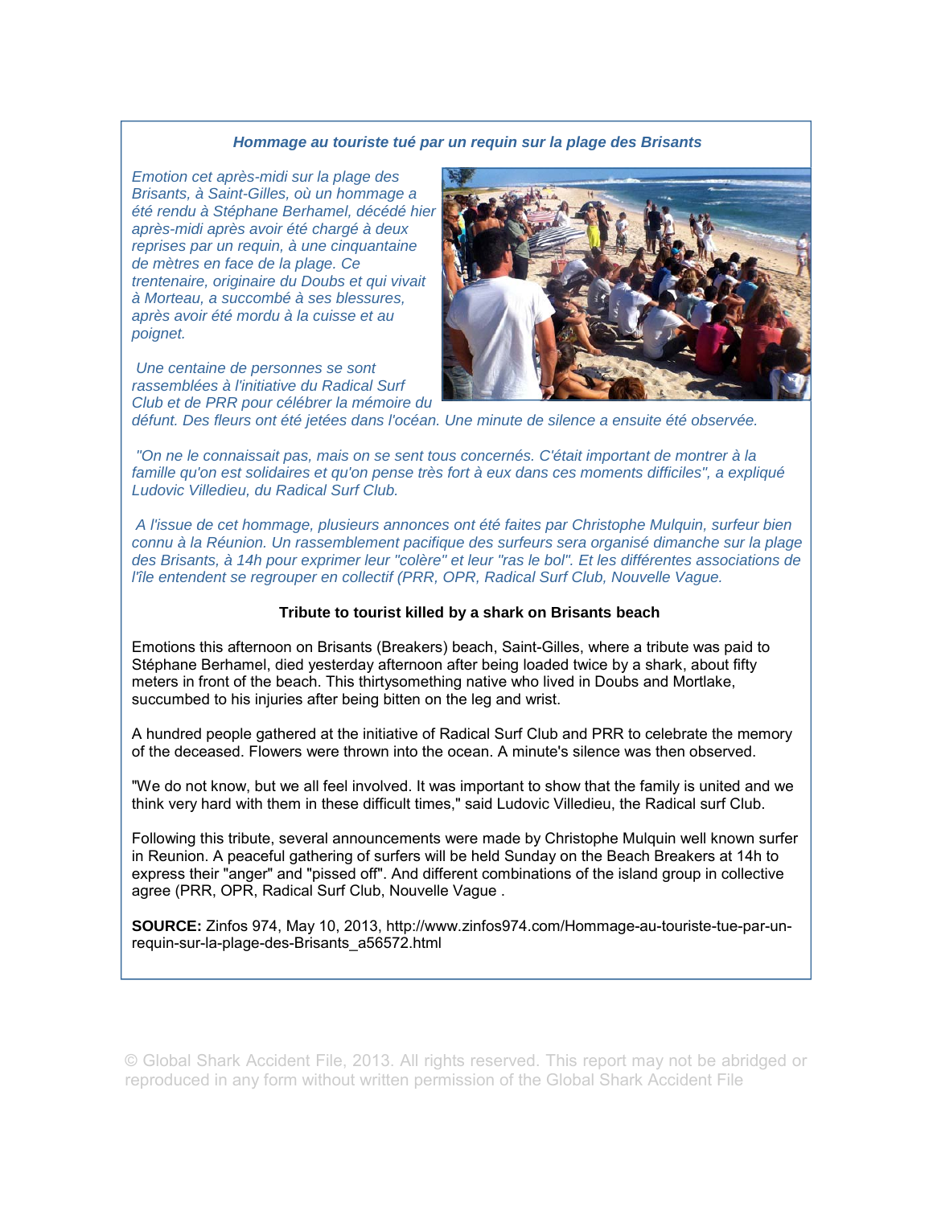***Hommage au touriste tué par un requin sur la plage des Brisants***

*Emotion cet après-midi sur la plage des Brisants, à Saint-Gilles, où un hommage a été rendu à Stéphane Berhamel, décédé hier après-midi après avoir été chargé à deux reprises par un requin, à une cinquantaine de mètres en face de la plage. Ce trentenaire, originaire du Doubs et qui vivait à Morteau, a succombé à ses blessures, après avoir été mordu à la cuisse et au poignet.*

*Une centaine de personnes se sont rassemblées à l'initiative du Radical Surf Club et de PRR pour célébrer la mémoire du défunt. Des fleurs ont été jetées dans l'océan. Une minute de silence a ensuite été observée.*

*"On ne le connaissait pas, mais on se sent tous concernés. C'était important de montrer à la famille qu'on est solidaires et qu'on pense très fort à eux dans ces moments difficiles", a expliqué Ludovic Villedieu, du Radical Surf Club.*

*A l'issue de cet hommage, plusieurs annonces ont été faites par Christophe Mulquin, surfeur bien connu à la Réunion. Un rassemblement pacifique des surfeurs sera organisé dimanche sur la plage des Brisants, à 14h pour exprimer leur "colère" et leur "ras le bol". Et les différentes associations de l'île entendent se regrouper en collectif (PRR, OPR, Radical Surf Club, Nouvelle Vague.*

**Tribute to tourist killed by a shark on Brisants beach**

Emotions this afternoon on Brisants (Breakers) beach, Saint-Gilles, where a tribute was paid to Stéphane Berhamel, died yesterday afternoon after being loaded twice by a shark, about fifty meters in front of the beach. This thirtysomething native who lived in Doubs and Mortlake, succumbed to his injuries after being bitten on the leg and wrist.

A hundred people gathered at the initiative of Radical Surf Club and PRR to celebrate the memory of the deceased. Flowers were thrown into the ocean. A minute's silence was then observed.

"We do not know, but we all feel involved. It was important to show that the family is united and we think very hard with them in these difficult times," said Ludovic Villedieu, the Radical surf Club.

Following this tribute, several announcements were made by Christophe Mulquin well known surfer in Reunion. A peaceful gathering of surfers will be held Sunday on the Beach Breakers at 14h to express their "anger" and "pissed off". And different combinations of the island group in collective agree (PRR, OPR, Radical Surf Club, Nouvelle Vague .

**SOURCE:** Zinfos 974, May 10, 2013, http://www.zinfos974.com/Hommage-au-touriste-tue-par-un-requin-sur-la-plage-des-Brisants_a56572.html

© Global Shark Accident File, 2013. All rights reserved. This report may not be abridged or reproduced in any form without written permission of the Global Shark Accident File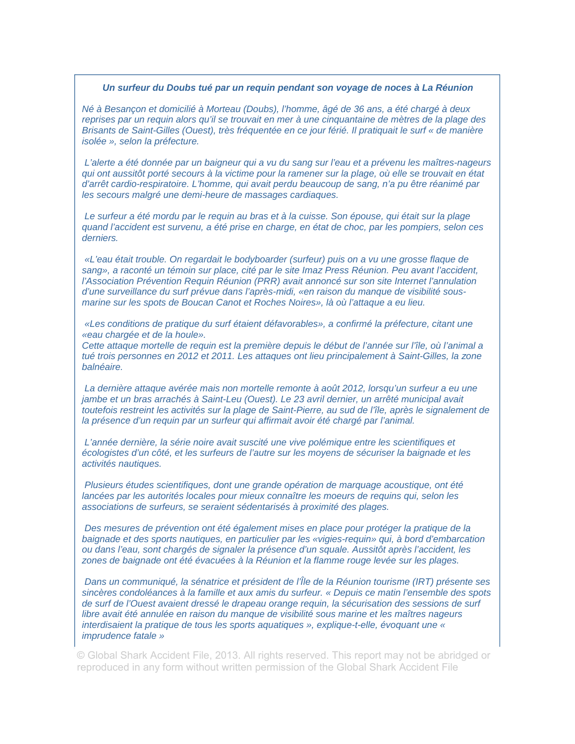***Un surfeur du Doubs tué par un requin pendant son voyage de noces à La Réunion***

*Né à Besançon et domicilié à Morteau (Doubs), l'homme, âgé de 36 ans, a été chargé à deux reprises par un requin alors qu'il se trouvait en mer à une cinquantaine de mètres de la plage des Brisants de Saint-Gilles (Ouest), très fréquentée en ce jour férié. Il pratiquait le surf « de manière isolée », selon la préfecture.*

*L'alerte a été donnée par un baigneur qui a vu du sang sur l'eau et a prévenu les maîtres-nageurs qui ont aussitôt porté secours à la victime pour la ramener sur la plage, où elle se trouvait en état d'arrêt cardio-respiratoire. L'homme, qui avait perdu beaucoup de sang, n'a pu être réanimé par les secours malgré une demi-heure de massages cardiaques.*

*Le surfeur a été mordu par le requin au bras et à la cuisse. Son épouse, qui était sur la plage quand l'accident est survenu, a été prise en charge, en état de choc, par les pompiers, selon ces derniers.*

*«L'eau était trouble. On regardait le bodyboarder (surfeur) puis on a vu une grosse flaque de sang», a raconté un témoin sur place, cité par le site Imaz Press Réunion. Peu avant l'accident, l'Association Prévention Requin Réunion (PRR) avait annoncé sur son site Internet l'annulation d'une surveillance du surf prévue dans l'après-midi, «en raison du manque de visibilité sous-marine sur les spots de Boucan Canot et Roches Noires», là où l'attaque a eu lieu.*

*«Les conditions de pratique du surf étaient défavorables», a confirmé la préfecture, citant une «eau chargée et de la houle».*
*Cette attaque mortelle de requin est la première depuis le début de l'année sur l'île, où l'animal a tué trois personnes en 2012 et 2011. Les attaques ont lieu principalement à Saint-Gilles, la zone balnéaire.*

*La dernière attaque avérée mais non mortelle remonte à août 2012, lorsqu'un surfeur a eu une jambe et un bras arrachés à Saint-Leu (Ouest). Le 23 avril dernier, un arrêté municipal avait toutefois restreint les activités sur la plage de Saint-Pierre, au sud de l'île, après le signalement de la présence d'un requin par un surfeur qui affirmait avoir été chargé par l'animal.*

*L'année dernière, la série noire avait suscité une vive polémique entre les scientifiques et écologistes d'un côté, et les surfeurs de l'autre sur les moyens de sécuriser la baignade et les activités nautiques.*

*Plusieurs études scientifiques, dont une grande opération de marquage acoustique, ont été lancées par les autorités locales pour mieux connaître les moeurs de requins qui, selon les associations de surfeurs, se seraient sédentarisés à proximité des plages.*

*Des mesures de prévention ont été également mises en place pour protéger la pratique de la baignade et des sports nautiques, en particulier par les «vigies-requin» qui, à bord d'embarcation ou dans l'eau, sont chargés de signaler la présence d'un squale. Aussitôt après l'accident, les zones de baignade ont été évacuées à la Réunion et la flamme rouge levée sur les plages.*

*Dans un communiqué, la sénatrice et président de l'Île de la Réunion tourisme (IRT) présente ses sincères condoléances à la famille et aux amis du surfeur. « Depuis ce matin l'ensemble des spots de surf de l'Ouest avaient dressé le drapeau orange requin, la sécurisation des sessions de surf libre avait été annulée en raison du manque de visibilité sous marine et les maîtres nageurs interdisaient la pratique de tous les sports aquatiques », explique-t-elle, évoquant une « imprudence fatale »*

© Global Shark Accident File, 2013. All rights reserved. This report may not be abridged or reproduced in any form without written permission of the Global Shark Accident File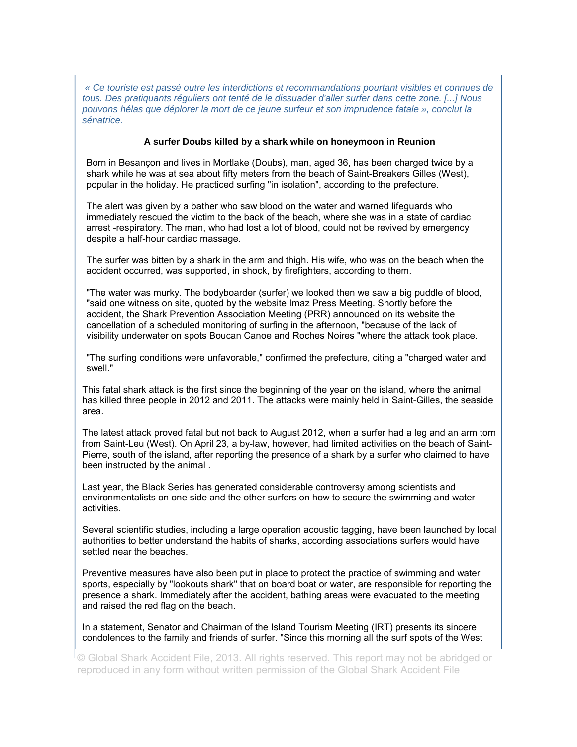*« Ce touriste est passé outre les interdictions et recommandations pourtant visibles et connues de tous. Des pratiquants réguliers ont tenté de le dissuader d'aller surfer dans cette zone. [...] Nous pouvons hélas que déplorer la mort de ce jeune surfeur et son imprudence fatale », conclut la sénatrice.*

**A surfer Doubs killed by a shark while on honeymoon in Reunion**

Born in Besançon and lives in Mortlake (Doubs), man, aged 36, has been charged twice by a shark while he was at sea about fifty meters from the beach of Saint-Breakers Gilles (West), popular in the holiday. He practiced surfing "in isolation", according to the prefecture.

The alert was given by a bather who saw blood on the water and warned lifeguards who immediately rescued the victim to the back of the beach, where she was in a state of cardiac arrest -respiratory. The man, who had lost a lot of blood, could not be revived by emergency despite a half-hour cardiac massage.

The surfer was bitten by a shark in the arm and thigh. His wife, who was on the beach when the accident occurred, was supported, in shock, by firefighters, according to them.

"The water was murky. The bodyboarder (surfer) we looked then we saw a big puddle of blood, "said one witness on site, quoted by the website Imaz Press Meeting. Shortly before the accident, the Shark Prevention Association Meeting (PRR) announced on its website the cancellation of a scheduled monitoring of surfing in the afternoon, "because of the lack of visibility underwater on spots Boucan Canoe and Roches Noires "where the attack took place.

"The surfing conditions were unfavorable," confirmed the prefecture, citing a "charged water and swell."

This fatal shark attack is the first since the beginning of the year on the island, where the animal has killed three people in 2012 and 2011. The attacks were mainly held in Saint-Gilles, the seaside area.

The latest attack proved fatal but not back to August 2012, when a surfer had a leg and an arm torn from Saint-Leu (West). On April 23, a by-law, however, had limited activities on the beach of Saint-Pierre, south of the island, after reporting the presence of a shark by a surfer who claimed to have been instructed by the animal .

Last year, the Black Series has generated considerable controversy among scientists and environmentalists on one side and the other surfers on how to secure the swimming and water activities.

Several scientific studies, including a large operation acoustic tagging, have been launched by local authorities to better understand the habits of sharks, according associations surfers would have settled near the beaches.

Preventive measures have also been put in place to protect the practice of swimming and water sports, especially by "lookouts shark" that on board boat or water, are responsible for reporting the presence a shark. Immediately after the accident, bathing areas were evacuated to the meeting and raised the red flag on the beach.

In a statement, Senator and Chairman of the Island Tourism Meeting (IRT) presents its sincere condolences to the family and friends of surfer. "Since this morning all the surf spots of the West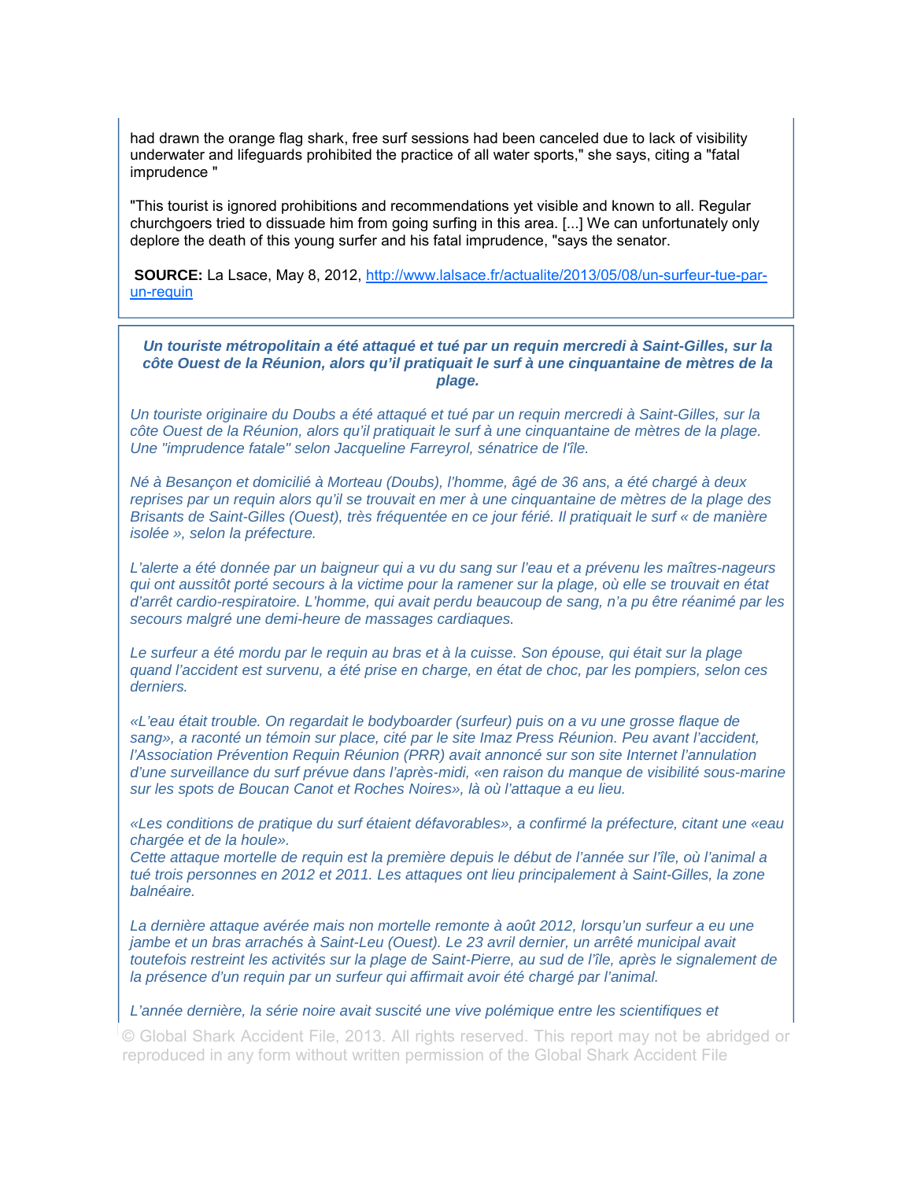had drawn the orange flag shark, free surf sessions had been canceled due to lack of visibility underwater and lifeguards prohibited the practice of all water sports," she says, citing a "fatal imprudence "

"This tourist is ignored prohibitions and recommendations yet visible and known to all. Regular churchgoers tried to dissuade him from going surfing in this area. [...] We can unfortunately only deplore the death of this young surfer and his fatal imprudence, "says the senator.

**SOURCE:** La Lsace, May 8, 2012, http://www.lalsace.fr/actualite/2013/05/08/un-surfeur-tue-par-un-requin

***Un touriste métropolitain a été attaqué et tué par un requin mercredi à Saint-Gilles, sur la côte Ouest de la Réunion, alors qu'il pratiquait le surf à une cinquantaine de mètres de la plage.***

*Un touriste originaire du Doubs a été attaqué et tué par un requin mercredi à Saint-Gilles, sur la côte Ouest de la Réunion, alors qu'il pratiquait le surf à une cinquantaine de mètres de la plage. Une "imprudence fatale" selon Jacqueline Farreyrol, sénatrice de l'île.*

*Né à Besançon et domicilié à Morteau (Doubs), l'homme, âgé de 36 ans, a été chargé à deux reprises par un requin alors qu'il se trouvait en mer à une cinquantaine de mètres de la plage des Brisants de Saint-Gilles (Ouest), très fréquentée en ce jour férié. Il pratiquait le surf « de manière isolée », selon la préfecture.*

*L'alerte a été donnée par un baigneur qui a vu du sang sur l'eau et a prévenu les maîtres-nageurs qui ont aussitôt porté secours à la victime pour la ramener sur la plage, où elle se trouvait en état d'arrêt cardio-respiratoire. L'homme, qui avait perdu beaucoup de sang, n'a pu être réanimé par les secours malgré une demi-heure de massages cardiaques.*

*Le surfeur a été mordu par le requin au bras et à la cuisse. Son épouse, qui était sur la plage quand l'accident est survenu, a été prise en charge, en état de choc, par les pompiers, selon ces derniers.*

*«L'eau était trouble. On regardait le bodyboarder (surfeur) puis on a vu une grosse flaque de sang», a raconté un témoin sur place, cité par le site Imaz Press Réunion. Peu avant l'accident, l'Association Prévention Requin Réunion (PRR) avait annoncé sur son site Internet l'annulation d'une surveillance du surf prévue dans l'après-midi, «en raison du manque de visibilité sous-marine sur les spots de Boucan Canot et Roches Noires», là où l'attaque a eu lieu.*

*«Les conditions de pratique du surf étaient défavorables», a confirmé la préfecture, citant une «eau chargée et de la houle».*
*Cette attaque mortelle de requin est la première depuis le début de l'année sur l'île, où l'animal a tué trois personnes en 2012 et 2011. Les attaques ont lieu principalement à Saint-Gilles, la zone balnéaire.*

*La dernière attaque avérée mais non mortelle remonte à août 2012, lorsqu'un surfeur a eu une jambe et un bras arrachés à Saint-Leu (Ouest). Le 23 avril dernier, un arrêté municipal avait toutefois restreint les activités sur la plage de Saint-Pierre, au sud de l'île, après le signalement de la présence d'un requin par un surfeur qui affirmait avoir été chargé par l'animal.*

*L'année dernière, la série noire avait suscité une vive polémique entre les scientifiques et*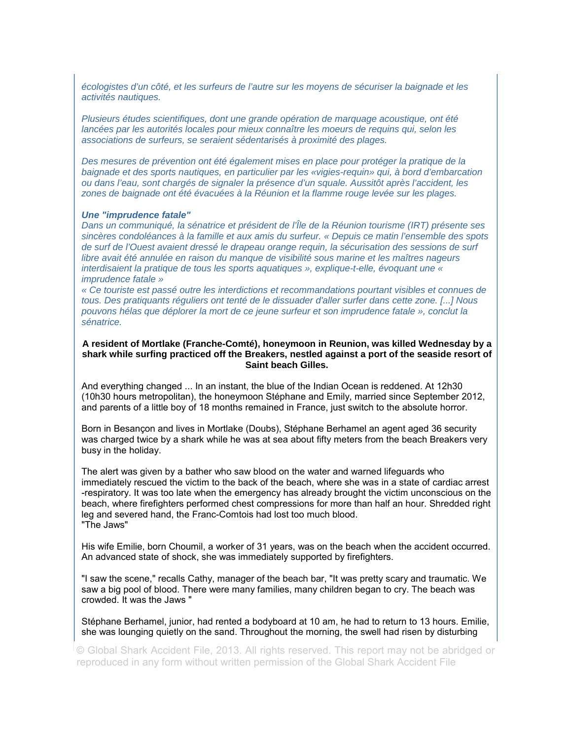*écologistes d'un côté, et les surfeurs de l'autre sur les moyens de sécuriser la baignade et les activités nautiques.*

*Plusieurs études scientifiques, dont une grande opération de marquage acoustique, ont été lancées par les autorités locales pour mieux connaître les moeurs de requins qui, selon les associations de surfeurs, se seraient sédentarisés à proximité des plages.*

*Des mesures de prévention ont été également mises en place pour protéger la pratique de la baignade et des sports nautiques, en particulier par les «vigies-requin» qui, à bord d'embarcation ou dans l'eau, sont chargés de signaler la présence d'un squale. Aussitôt après l'accident, les zones de baignade ont été évacuées à la Réunion et la flamme rouge levée sur les plages.*

***Une "imprudence fatale"***
*Dans un communiqué, la sénatrice et président de l'Île de la Réunion tourisme (IRT) présente ses sincères condoléances à la famille et aux amis du surfeur. « Depuis ce matin l'ensemble des spots de surf de l'Ouest avaient dressé le drapeau orange requin, la sécurisation des sessions de surf libre avait été annulée en raison du manque de visibilité sous marine et les maîtres nageurs interdisaient la pratique de tous les sports aquatiques », explique-t-elle, évoquant une « imprudence fatale »*
*« Ce touriste est passé outre les interdictions et recommandations pourtant visibles et connues de tous. Des pratiquants réguliers ont tenté de le dissuader d'aller surfer dans cette zone. [...] Nous pouvons hélas que déplorer la mort de ce jeune surfeur et son imprudence fatale », conclut la sénatrice.*

**A resident of Mortlake (Franche-Comté), honeymoon in Reunion, was killed Wednesday by a shark while surfing practiced off the Breakers, nestled against a port of the seaside resort of Saint beach Gilles.**

And everything changed ... In an instant, the blue of the Indian Ocean is reddened. At 12h30 (10h30 hours metropolitan), the honeymoon Stéphane and Emily, married since September 2012, and parents of a little boy of 18 months remained in France, just switch to the absolute horror.

Born in Besançon and lives in Mortlake (Doubs), Stéphane Berhamel an agent aged 36 security was charged twice by a shark while he was at sea about fifty meters from the beach Breakers very busy in the holiday.

The alert was given by a bather who saw blood on the water and warned lifeguards who immediately rescued the victim to the back of the beach, where she was in a state of cardiac arrest -respiratory. It was too late when the emergency has already brought the victim unconscious on the beach, where firefighters performed chest compressions for more than half an hour. Shredded right leg and severed hand, the Franc-Comtois had lost too much blood.
"The Jaws"

His wife Emilie, born Choumil, a worker of 31 years, was on the beach when the accident occurred. An advanced state of shock, she was immediately supported by firefighters.

"I saw the scene," recalls Cathy, manager of the beach bar, "It was pretty scary and traumatic. We saw a big pool of blood. There were many families, many children began to cry. The beach was crowded. It was the Jaws "

Stéphane Berhamel, junior, had rented a bodyboard at 10 am, he had to return to 13 hours. Emilie, she was lounging quietly on the sand. Throughout the morning, the swell had risen by disturbing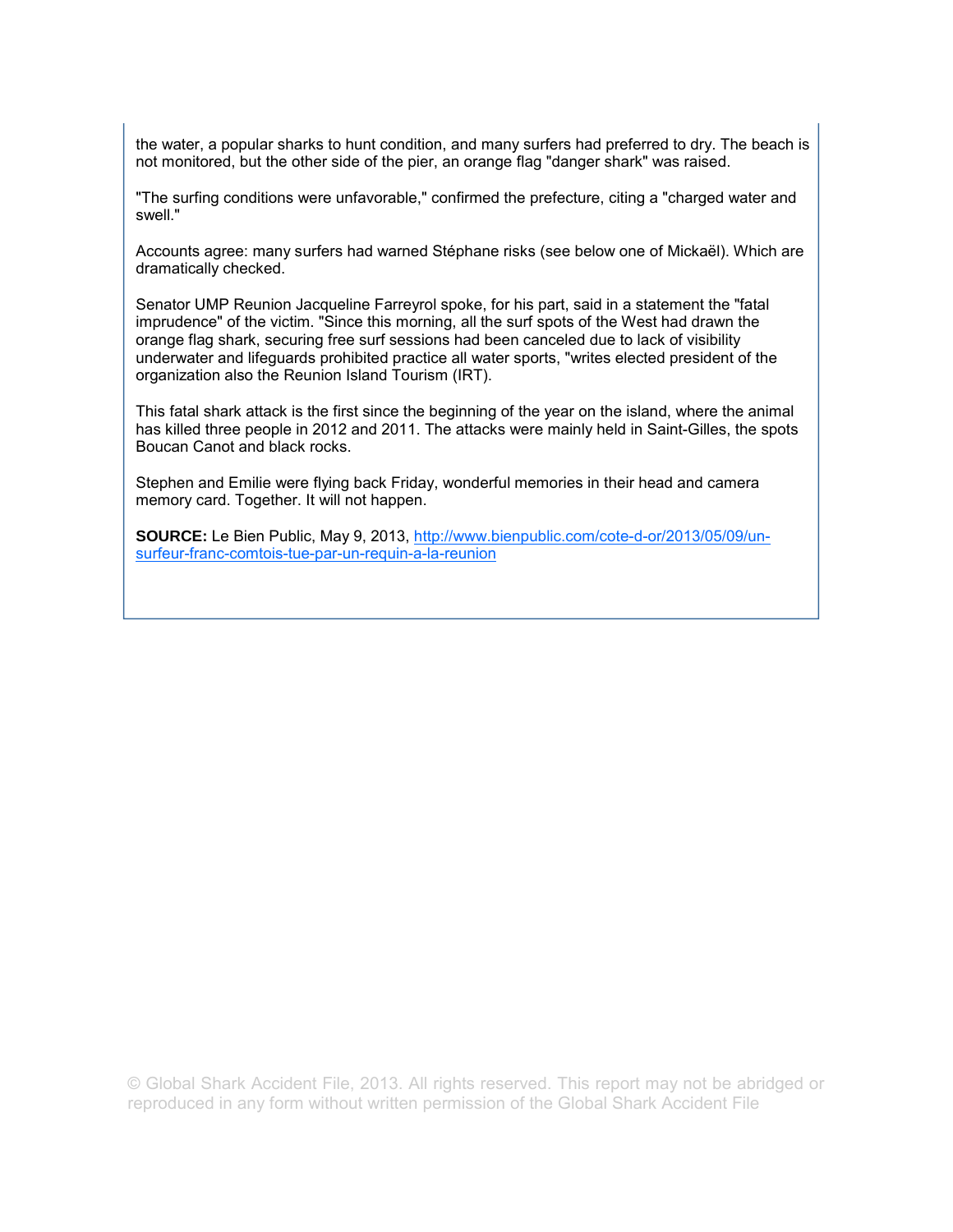the water, a popular sharks to hunt condition, and many surfers had preferred to dry. The beach is not monitored, but the other side of the pier, an orange flag "danger shark" was raised.

"The surfing conditions were unfavorable," confirmed the prefecture, citing a "charged water and swell."

Accounts agree: many surfers had warned Stéphane risks (see below one of Mickaël). Which are dramatically checked.

Senator UMP Reunion Jacqueline Farreyrol spoke, for his part, said in a statement the "fatal imprudence" of the victim. "Since this morning, all the surf spots of the West had drawn the orange flag shark, securing free surf sessions had been canceled due to lack of visibility underwater and lifeguards prohibited practice all water sports, "writes elected president of the organization also the Reunion Island Tourism (IRT).

This fatal shark attack is the first since the beginning of the year on the island, where the animal has killed three people in 2012 and 2011. The attacks were mainly held in Saint-Gilles, the spots Boucan Canot and black rocks.

Stephen and Emilie were flying back Friday, wonderful memories in their head and camera memory card. Together. It will not happen.

**SOURCE:** Le Bien Public, May 9, 2013, http://www.bienpublic.com/cote-d-or/2013/05/09/un-surfeur-franc-comtois-tue-par-un-requin-a-la-reunion

© Global Shark Accident File, 2013. All rights reserved. This report may not be abridged or reproduced in any form without written permission of the Global Shark Accident File